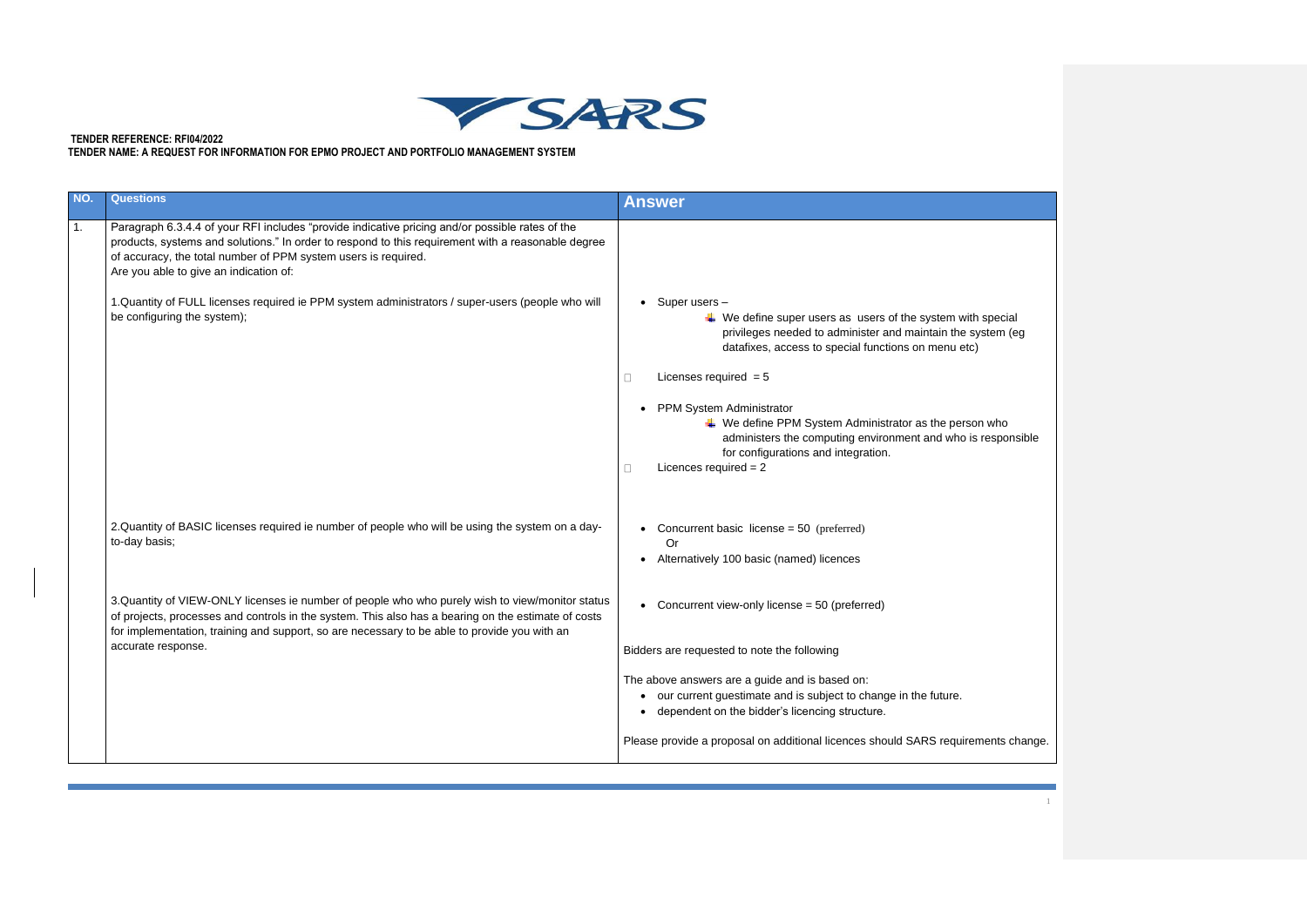**TENDER REFERENCE: RFI04/2022**
**TENDER NAME: A REQUEST FOR INFORMATION FOR EPMO PROJECT AND PORTFOLIO MANAGEMENT SYSTEM**

| NO. | Questions | Answer |
|---|---|---|
| 1. | Paragraph 6.3.4.4 of your RFI includes "provide indicative pricing and/or possible rates of the products, systems and solutions." In order to respond to this requirement with a reasonable degree of accuracy, the total number of PPM system users is required.<br>Are you able to give an indication of:<br><br>1.Quantity of FULL licenses required ie PPM system administrators / super-users (people who will be configuring the system); | • Super users –<br>  ◦ We define super users as users of the system with special privileges needed to administer and maintain the system (eg datafixes, access to special functions on menu etc)<br>• Licenses required = 5<br><br>• PPM System Administrator<br>  ◦ We define PPM System Administrator as the person who administers the computing environment and who is responsible for configurations and integration.<br>• Licences required = 2 |
| | 2.Quantity of BASIC licenses required ie number of people who will be using the system on a day-to-day basis; | • Concurrent basic license = 50 (preferred)<br>Or<br>• Alternatively 100 basic (named) licences |
| | 3.Quantity of VIEW-ONLY licenses ie number of people who who purely wish to view/monitor status of projects, processes and controls in the system. This also has a bearing on the estimate of costs for implementation, training and support, so are necessary to be able to provide you with an accurate response. | • Concurrent view-only license = 50 (preferred)<br><br>Bidders are requested to note the following<br><br>The above answers are a guide and is based on:<br>• our current guestimate and is subject to change in the future.<br>• dependent on the bidder's licencing structure.<br><br>Please provide a proposal on additional licences should SARS requirements change. |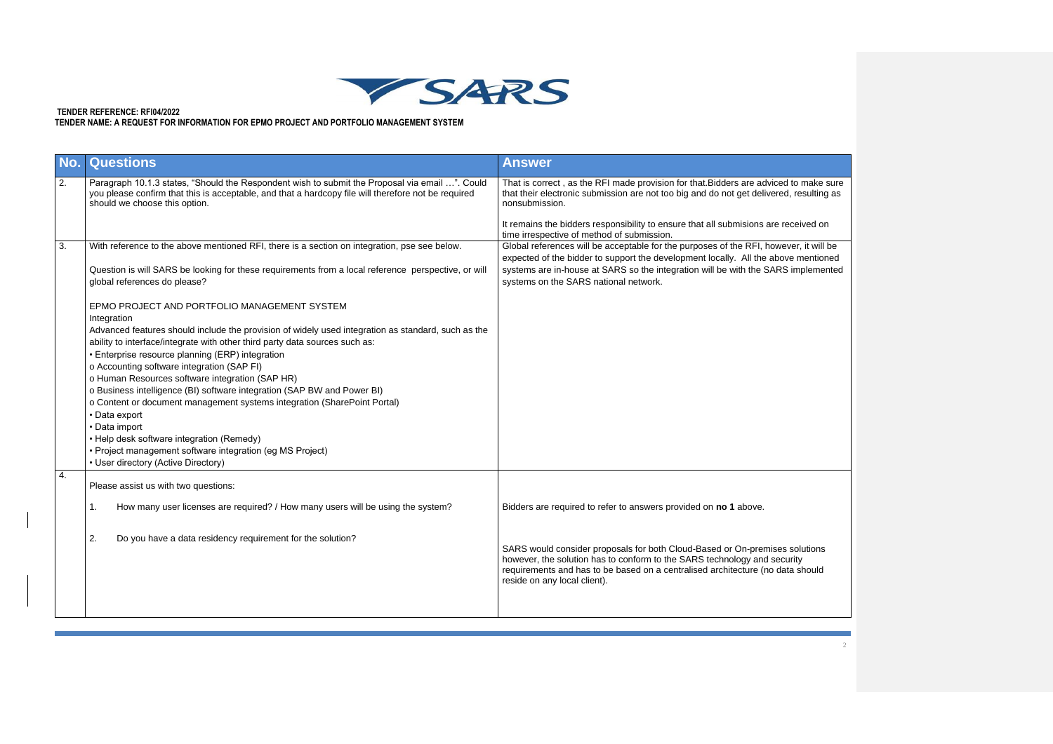**TENDER REFERENCE: RFI04/2022**
**TENDER NAME: A REQUEST FOR INFORMATION FOR EPMO PROJECT AND PORTFOLIO MANAGEMENT SYSTEM**

| No. | Questions | Answer |
|---|---|---|
| 2. | Paragraph 10.1.3 states, "Should the Respondent wish to submit the Proposal via email …". Could you please confirm that this is acceptable, and that a hardcopy file will therefore not be required should we choose this option. | That is correct , as the RFI made provision for that.Bidders are adviced to make sure that their electronic submission are not too big and do not get delivered, resulting as nonsubmission.<br><br>It remains the bidders responsibility to ensure that all submisions are received on time irrespective of method of submission. |
| 3. | With reference to the above mentioned RFI, there is a section on integration, pse see below.<br><br>Question is will SARS be looking for these requirements from a local reference perspective, or will global references do please?<br><br>EPMO PROJECT AND PORTFOLIO MANAGEMENT SYSTEM<br>Integration<br>Advanced features should include the provision of widely used integration as standard, such as the ability to interface/integrate with other third party data sources such as:<br>• Enterprise resource planning (ERP) integration<br>o Accounting software integration (SAP FI)<br>o Human Resources software integration (SAP HR)<br>o Business intelligence (BI) software integration (SAP BW and Power BI)<br>o Content or document management systems integration (SharePoint Portal)<br>• Data export<br>• Data import<br>• Help desk software integration (Remedy)<br>• Project management software integration (eg MS Project)<br>• User directory (Active Directory) | Global references will be acceptable for the purposes of the RFI, however, it will be expected of the bidder to support the development locally. All the above mentioned systems are in-house at SARS so the integration will be with the SARS implemented systems on the SARS national network. |
| 4. | Please assist us with two questions:<br><br>1. How many user licenses are required? / How many users will be using the system?<br><br>2. Do you have a data residency requirement for the solution? | <br><br>Bidders are required to refer to answers provided on **no 1** above.<br><br>SARS would consider proposals for both Cloud-Based or On-premises solutions however, the solution has to conform to the SARS technology and security requirements and has to be based on a centralised architecture (no data should reside on any local client). |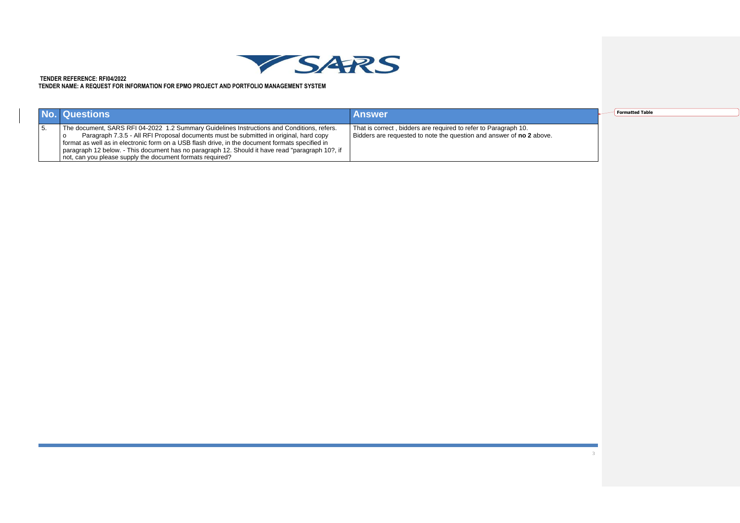**TENDER REFERENCE: RFI04/2022**
**TENDER NAME: A REQUEST FOR INFORMATION FOR EPMO PROJECT AND PORTFOLIO MANAGEMENT SYSTEM**

| No. | Questions | Answer |
|---|---|---|
| 5. | The document, SARS RFI 04-2022 1.2 Summary Guidelines Instructions and Conditions, refers.<br>o Paragraph 7.3.5 - All RFI Proposal documents must be submitted in original, hard copy format as well as in electronic form on a USB flash drive, in the document formats specified in paragraph 12 below. - This document has no paragraph 12. Should it have read "paragraph 10?, if not, can you please supply the document formats required? | That is correct , bidders are required to refer to Paragraph 10.<br>Bidders are requested to note the question and answer of **no 2** above. |